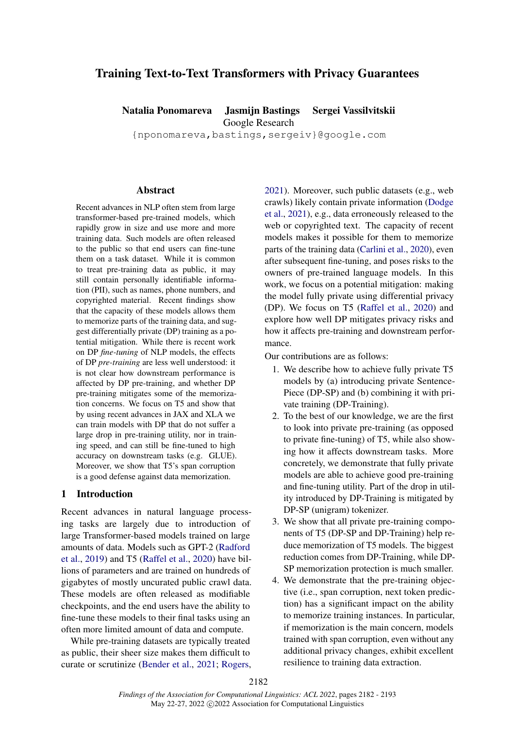# Training Text-to-Text Transformers with Privacy Guarantees

**Natalia Ponomareva  Jasmijn Bastings  Sergei Vassilvitskii**
Google Research
{nponomareva,bastings,sergeiv}@google.com

## Abstract

Recent advances in NLP often stem from large transformer-based pre-trained models, which rapidly grow in size and use more and more training data. Such models are often released to the public so that end users can fine-tune them on a task dataset. While it is common to treat pre-training data as public, it may still contain personally identifiable information (PII), such as names, phone numbers, and copyrighted material. Recent findings show that the capacity of these models allows them to memorize parts of the training data, and suggest differentially private (DP) training as a potential mitigation. While there is recent work on DP *fine-tuning* of NLP models, the effects of DP *pre-training* are less well understood: it is not clear how downstream performance is affected by DP pre-training, and whether DP pre-training mitigates some of the memorization concerns. We focus on T5 and show that by using recent advances in JAX and XLA we can train models with DP that do not suffer a large drop in pre-training utility, nor in training speed, and can still be fine-tuned to high accuracy on downstream tasks (e.g. GLUE). Moreover, we show that T5's span corruption is a good defense against data memorization.

## 1 Introduction

Recent advances in natural language processing tasks are largely due to introduction of large Transformer-based models trained on large amounts of data. Models such as GPT-2 (Radford et al., 2019) and T5 (Raffel et al., 2020) have billions of parameters and are trained on hundreds of gigabytes of mostly uncurated public crawl data. These models are often released as modifiable checkpoints, and the end users have the ability to fine-tune these models to their final tasks using an often more limited amount of data and compute.

While pre-training datasets are typically treated as public, their sheer size makes them difficult to curate or scrutinize (Bender et al., 2021; Rogers, 2021). Moreover, such public datasets (e.g., web crawls) likely contain private information (Dodge et al., 2021), e.g., data erroneously released to the web or copyrighted text. The capacity of recent models makes it possible for them to memorize parts of the training data (Carlini et al., 2020), even after subsequent fine-tuning, and poses risks to the owners of pre-trained language models. In this work, we focus on a potential mitigation: making the model fully private using differential privacy (DP). We focus on T5 (Raffel et al., 2020) and explore how well DP mitigates privacy risks and how it affects pre-training and downstream performance.

Our contributions are as follows:

1. We describe how to achieve fully private T5 models by (a) introducing private SentencePiece (DP-SP) and (b) combining it with private training (DP-Training).
2. To the best of our knowledge, we are the first to look into private pre-training (as opposed to private fine-tuning) of T5, while also showing how it affects downstream tasks. More concretely, we demonstrate that fully private models are able to achieve good pre-training and fine-tuning utility. Part of the drop in utility introduced by DP-Training is mitigated by DP-SP (unigram) tokenizer.
3. We show that all private pre-training components of T5 (DP-SP and DP-Training) help reduce memorization of T5 models. The biggest reduction comes from DP-Training, while DP-SP memorization protection is much smaller.
4. We demonstrate that the pre-training objective (i.e., span corruption, next token prediction) has a significant impact on the ability to memorize training instances. In particular, if memorization is the main concern, models trained with span corruption, even without any additional privacy changes, exhibit excellent resilience to training data extraction.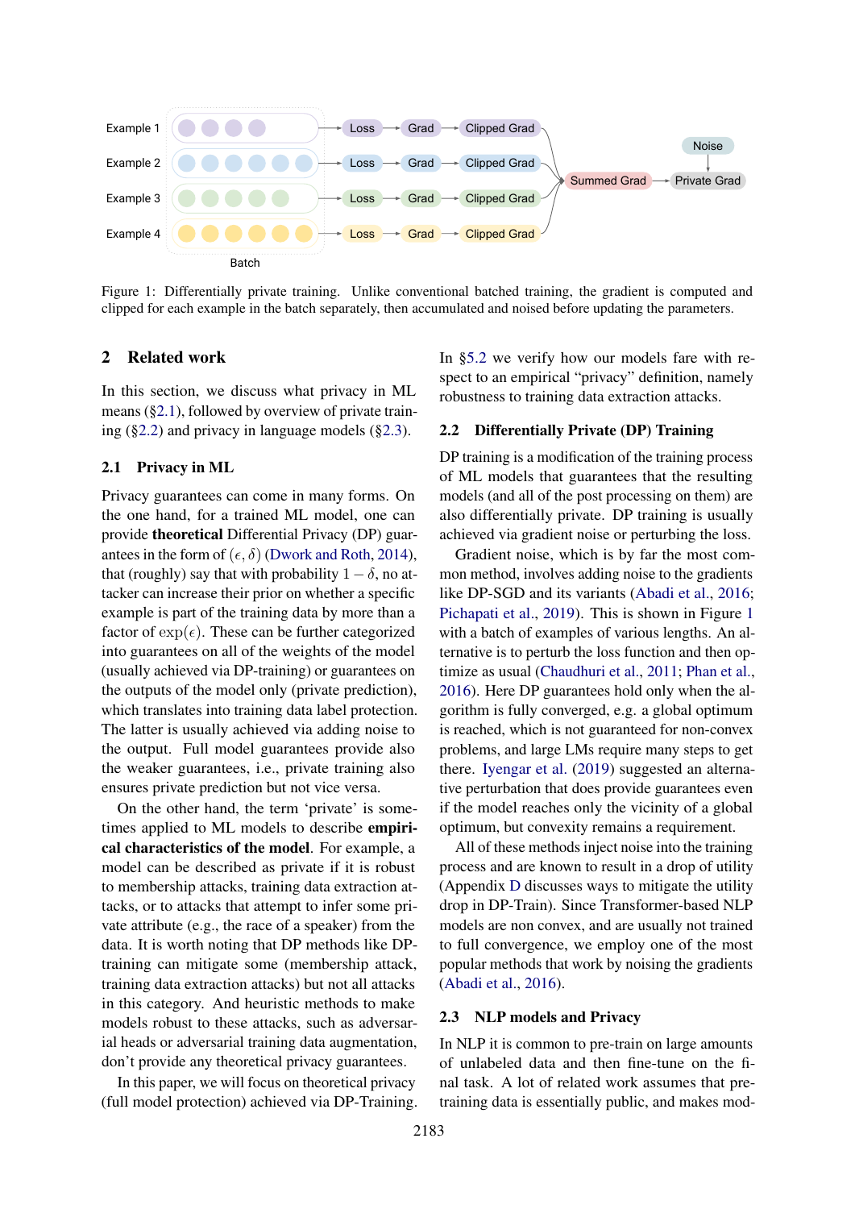Example 1
Example 2
Example 3
Example 4
Batch
Loss
Grad
Clipped Grad
Summed Grad
Noise
Private Grad

Figure 1: Differentially private training. Unlike conventional batched training, the gradient is computed and clipped for each example in the batch separately, then accumulated and noised before updating the parameters.

## 2 Related work

In this section, we discuss what privacy in ML means (§2.1), followed by overview of private training (§2.2) and privacy in language models (§2.3).

### 2.1 Privacy in ML

Privacy guarantees can come in many forms. On the one hand, for a trained ML model, one can provide **theoretical** Differential Privacy (DP) guarantees in the form of $(\epsilon, \delta)$ (Dwork and Roth, 2014), that (roughly) say that with probability $1 - \delta$, no attacker can increase their prior on whether a specific example is part of the training data by more than a factor of $\exp(\epsilon)$. These can be further categorized into guarantees on all of the weights of the model (usually achieved via DP-training) or guarantees on the outputs of the model only (private prediction), which translates into training data label protection. The latter is usually achieved via adding noise to the output. Full model guarantees provide also the weaker guarantees, i.e., private training also ensures private prediction but not vice versa.

On the other hand, the term 'private' is sometimes applied to ML models to describe **empirical characteristics of the model**. For example, a model can be described as private if it is robust to membership attacks, training data extraction attacks, or to attacks that attempt to infer some private attribute (e.g., the race of a speaker) from the data. It is worth noting that DP methods like DP-training can mitigate some (membership attack, training data extraction attacks) but not all attacks in this category. And heuristic methods to make models robust to these attacks, such as adversarial heads or adversarial training data augmentation, don't provide any theoretical privacy guarantees.

In this paper, we will focus on theoretical privacy (full model protection) achieved via DP-Training. In §5.2 we verify how our models fare with respect to an empirical "privacy" definition, namely robustness to training data extraction attacks.

### 2.2 Differentially Private (DP) Training

DP training is a modification of the training process of ML models that guarantees that the resulting models (and all of the post processing on them) are also differentially private. DP training is usually achieved via gradient noise or perturbing the loss.

Gradient noise, which is by far the most common method, involves adding noise to the gradients like DP-SGD and its variants (Abadi et al., 2016; Pichapati et al., 2019). This is shown in Figure 1 with a batch of examples of various lengths. An alternative is to perturb the loss function and then optimize as usual (Chaudhuri et al., 2011; Phan et al., 2016). Here DP guarantees hold only when the algorithm is fully converged, e.g. a global optimum is reached, which is not guaranteed for non-convex problems, and large LMs require many steps to get there. Iyengar et al. (2019) suggested an alternative perturbation that does provide guarantees even if the model reaches only the vicinity of a global optimum, but convexity remains a requirement.

All of these methods inject noise into the training process and are known to result in a drop of utility (Appendix D discusses ways to mitigate the utility drop in DP-Train). Since Transformer-based NLP models are non convex, and are usually not trained to full convergence, we employ one of the most popular methods that work by noising the gradients (Abadi et al., 2016).

### 2.3 NLP models and Privacy

In NLP it is common to pre-train on large amounts of unlabeled data and then fine-tune on the final task. A lot of related work assumes that pretraining data is essentially public, and makes mod-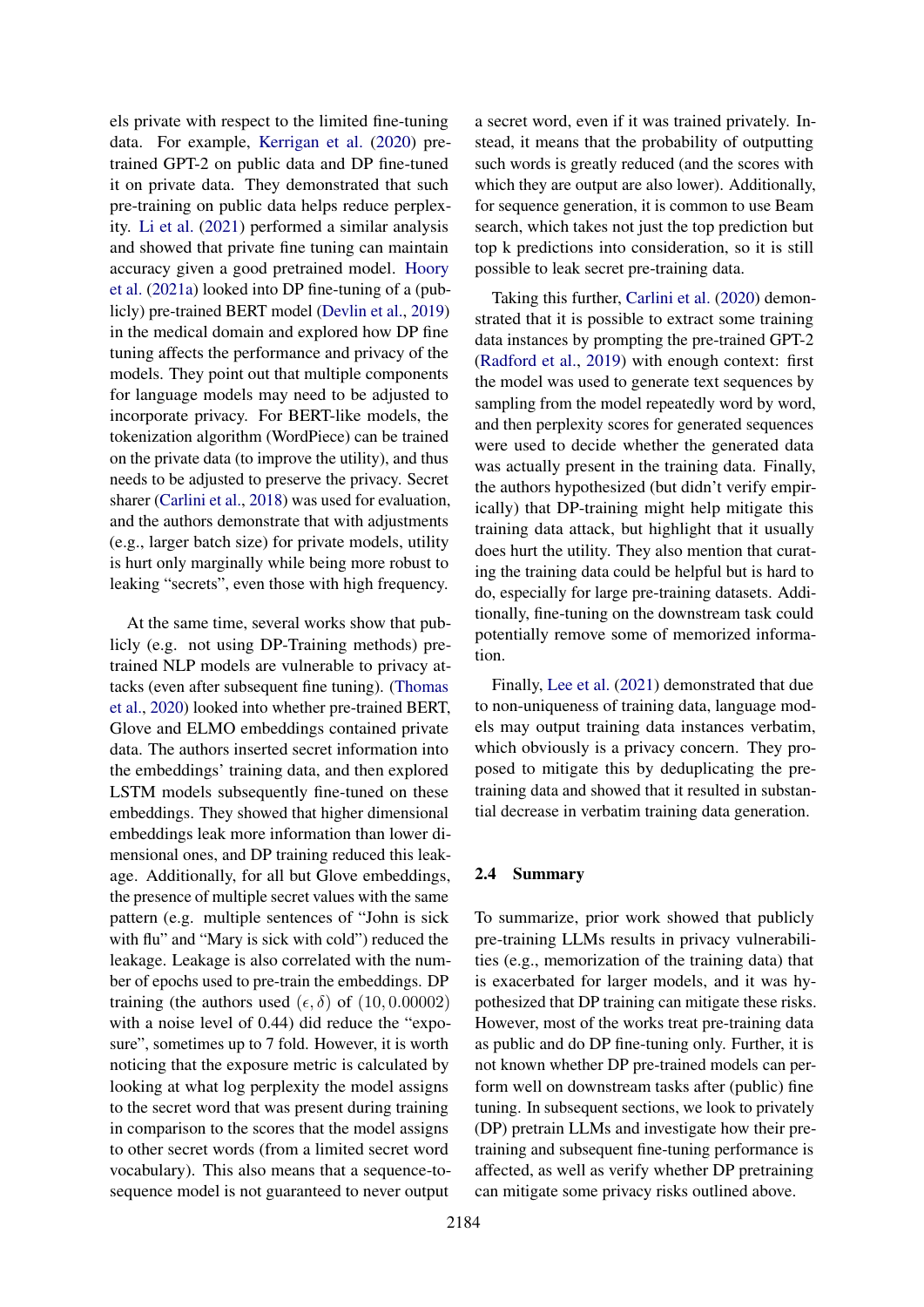els private with respect to the limited fine-tuning data. For example, Kerrigan et al. (2020) pre-trained GPT-2 on public data and DP fine-tuned it on private data. They demonstrated that such pre-training on public data helps reduce perplexity. Li et al. (2021) performed a similar analysis and showed that private fine tuning can maintain accuracy given a good pretrained model. Hoory et al. (2021a) looked into DP fine-tuning of a (publicly) pre-trained BERT model (Devlin et al., 2019) in the medical domain and explored how DP fine tuning affects the performance and privacy of the models. They point out that multiple components for language models may need to be adjusted to incorporate privacy. For BERT-like models, the tokenization algorithm (WordPiece) can be trained on the private data (to improve the utility), and thus needs to be adjusted to preserve the privacy. Secret sharer (Carlini et al., 2018) was used for evaluation, and the authors demonstrate that with adjustments (e.g., larger batch size) for private models, utility is hurt only marginally while being more robust to leaking "secrets", even those with high frequency.

At the same time, several works show that publicly (e.g. not using DP-Training methods) pre-trained NLP models are vulnerable to privacy attacks (even after subsequent fine tuning). (Thomas et al., 2020) looked into whether pre-trained BERT, Glove and ELMO embeddings contained private data. The authors inserted secret information into the embeddings' training data, and then explored LSTM models subsequently fine-tuned on these embeddings. They showed that higher dimensional embeddings leak more information than lower dimensional ones, and DP training reduced this leakage. Additionally, for all but Glove embeddings, the presence of multiple secret values with the same pattern (e.g. multiple sentences of "John is sick with flu" and "Mary is sick with cold") reduced the leakage. Leakage is also correlated with the number of epochs used to pre-train the embeddings. DP training (the authors used $(\epsilon, \delta)$ of $(10, 0.00002)$ with a noise level of 0.44) did reduce the "exposure", sometimes up to 7 fold. However, it is worth noticing that the exposure metric is calculated by looking at what log perplexity the model assigns to the secret word that was present during training in comparison to the scores that the model assigns to other secret words (from a limited secret word vocabulary). This also means that a sequence-to-sequence model is not guaranteed to never output a secret word, even if it was trained privately. Instead, it means that the probability of outputting such words is greatly reduced (and the scores with which they are output are also lower). Additionally, for sequence generation, it is common to use Beam search, which takes not just the top prediction but top k predictions into consideration, so it is still possible to leak secret pre-training data.

Taking this further, Carlini et al. (2020) demonstrated that it is possible to extract some training data instances by prompting the pre-trained GPT-2 (Radford et al., 2019) with enough context: first the model was used to generate text sequences by sampling from the model repeatedly word by word, and then perplexity scores for generated sequences were used to decide whether the generated data was actually present in the training data. Finally, the authors hypothesized (but didn't verify empirically) that DP-training might help mitigate this training data attack, but highlight that it usually does hurt the utility. They also mention that curating the training data could be helpful but is hard to do, especially for large pre-training datasets. Additionally, fine-tuning on the downstream task could potentially remove some of memorized information.

Finally, Lee et al. (2021) demonstrated that due to non-uniqueness of training data, language models may output training data instances verbatim, which obviously is a privacy concern. They proposed to mitigate this by deduplicating the pre-training data and showed that it resulted in substantial decrease in verbatim training data generation.

## 2.4 Summary

To summarize, prior work showed that publicly pre-training LLMs results in privacy vulnerabilities (e.g., memorization of the training data) that is exacerbated for larger models, and it was hypothesized that DP training can mitigate these risks. However, most of the works treat pre-training data as public and do DP fine-tuning only. Further, it is not known whether DP pre-trained models can perform well on downstream tasks after (public) fine tuning. In subsequent sections, we look to privately (DP) pretrain LLMs and investigate how their pre-training and subsequent fine-tuning performance is affected, as well as verify whether DP pretraining can mitigate some privacy risks outlined above.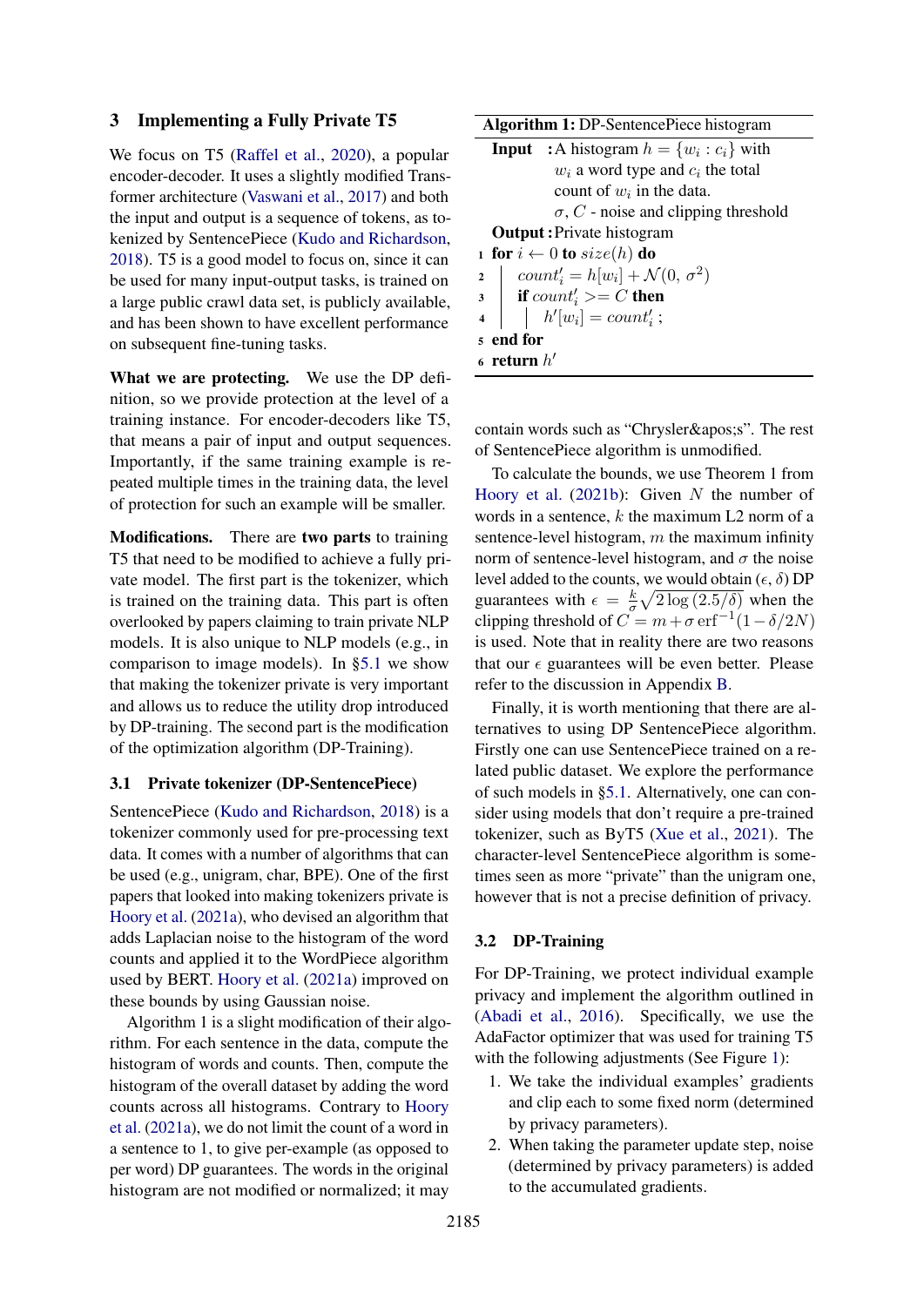## 3 Implementing a Fully Private T5

We focus on T5 (Raffel et al., 2020), a popular encoder-decoder. It uses a slightly modified Transformer architecture (Vaswani et al., 2017) and both the input and output is a sequence of tokens, as tokenized by SentencePiece (Kudo and Richardson, 2018). T5 is a good model to focus on, since it can be used for many input-output tasks, is trained on a large public crawl data set, is publicly available, and has been shown to have excellent performance on subsequent fine-tuning tasks.

**What we are protecting.** We use the DP definition, so we provide protection at the level of a training instance. For encoder-decoders like T5, that means a pair of input and output sequences. Importantly, if the same training example is repeated multiple times in the training data, the level of protection for such an example will be smaller.

**Modifications.** There are **two parts** to training T5 that need to be modified to achieve a fully private model. The first part is the tokenizer, which is trained on the training data. This part is often overlooked by papers claiming to train private NLP models. It is also unique to NLP models (e.g., in comparison to image models). In §5.1 we show that making the tokenizer private is very important and allows us to reduce the utility drop introduced by DP-training. The second part is the modification of the optimization algorithm (DP-Training).

### 3.1 Private tokenizer (DP-SentencePiece)

SentencePiece (Kudo and Richardson, 2018) is a tokenizer commonly used for pre-processing text data. It comes with a number of algorithms that can be used (e.g., unigram, char, BPE). One of the first papers that looked into making tokenizers private is Hoory et al. (2021a), who devised an algorithm that adds Laplacian noise to the histogram of the word counts and applied it to the WordPiece algorithm used by BERT. Hoory et al. (2021a) improved on these bounds by using Gaussian noise.

Algorithm 1 is a slight modification of their algorithm. For each sentence in the data, compute the histogram of words and counts. Then, compute the histogram of the overall dataset by adding the word counts across all histograms. Contrary to Hoory et al. (2021a), we do not limit the count of a word in a sentence to 1, to give per-example (as opposed to per word) DP guarantees. The words in the original histogram are not modified or normalized; it may contain words such as "Chrysler&apos;s". The rest of SentencePiece algorithm is unmodified.

**Algorithm 1:** DP-SentencePiece histogram

**Input:** A histogram $h = \{w_i : c_i\}$ with $w_i$ a word type and $c_i$ the total count of $w_i$ in the data. $\sigma$, $C$ - noise and clipping threshold

**Output:** Private histogram

```
1 for i ← 0 to size(h) do
2     count'_i = h[w_i] + N(0, σ^2)
3     if count'_i >= C then
4         h'[w_i] = count'_i ;
5 end for
6 return h'
```

To calculate the bounds, we use Theorem 1 from Hoory et al. (2021b): Given $N$ the number of words in a sentence, $k$ the maximum L2 norm of a sentence-level histogram, $m$ the maximum infinity norm of sentence-level histogram, and $\sigma$ the noise level added to the counts, we would obtain ($\epsilon$, $\delta$) DP guarantees with $\epsilon = \frac{k}{\sigma}\sqrt{2\log(2.5/\delta)}$ when the clipping threshold of $C = m + \sigma\,\mathrm{erf}^{-1}(1-\delta/2N)$ is used. Note that in reality there are two reasons that our $\epsilon$ guarantees will be even better. Please refer to the discussion in Appendix B.

Finally, it is worth mentioning that there are alternatives to using DP SentencePiece algorithm. Firstly one can use SentencePiece trained on a related public dataset. We explore the performance of such models in §5.1. Alternatively, one can consider using models that don't require a pre-trained tokenizer, such as ByT5 (Xue et al., 2021). The character-level SentencePiece algorithm is sometimes seen as more "private" than the unigram one, however that is not a precise definition of privacy.

### 3.2 DP-Training

For DP-Training, we protect individual example privacy and implement the algorithm outlined in (Abadi et al., 2016). Specifically, we use the AdaFactor optimizer that was used for training T5 with the following adjustments (See Figure 1):

1. We take the individual examples' gradients and clip each to some fixed norm (determined by privacy parameters).
2. When taking the parameter update step, noise (determined by privacy parameters) is added to the accumulated gradients.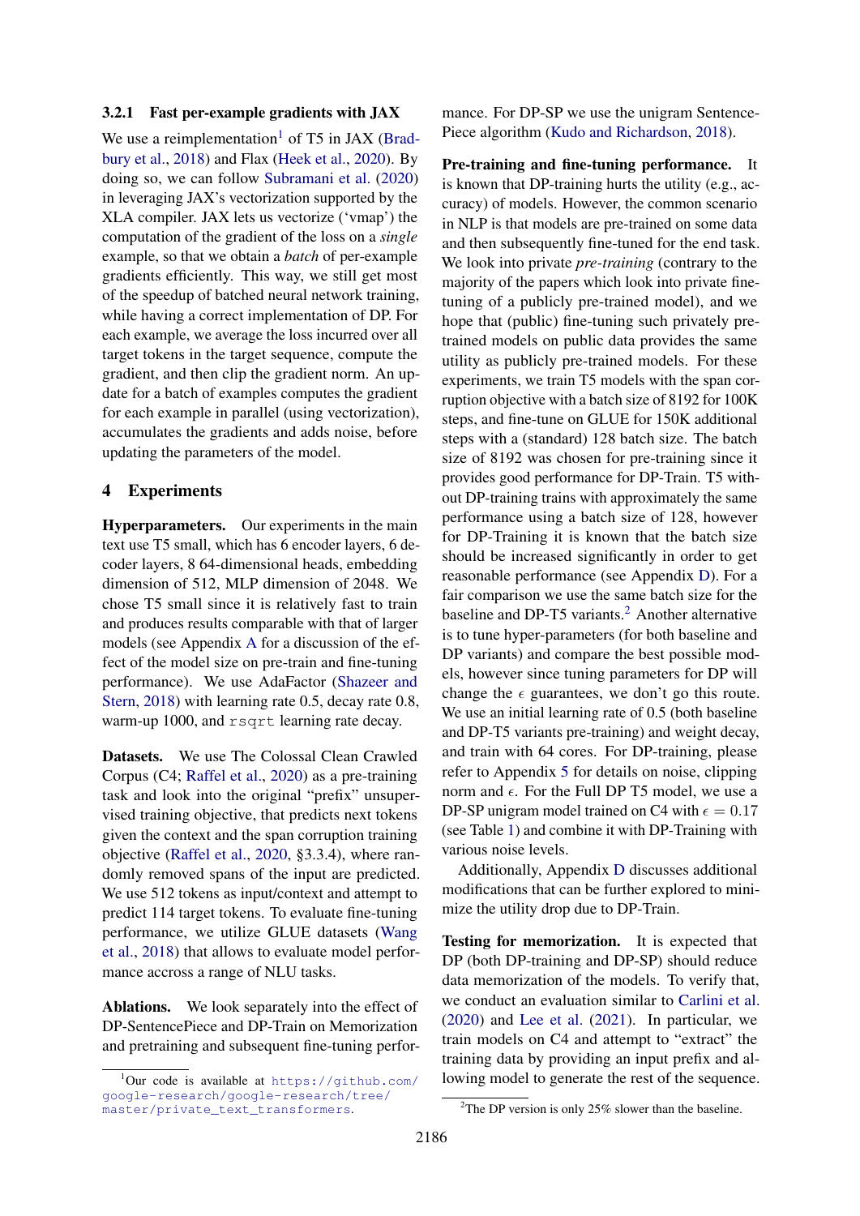### 3.2.1 Fast per-example gradients with JAX

We use a reimplementation[1] of T5 in JAX (Bradbury et al., 2018) and Flax (Heek et al., 2020). By doing so, we can follow Subramani et al. (2020) in leveraging JAX's vectorization supported by the XLA compiler. JAX lets us vectorize ('vmap') the computation of the gradient of the loss on a *single* example, so that we obtain a *batch* of per-example gradients efficiently. This way, we still get most of the speedup of batched neural network training, while having a correct implementation of DP. For each example, we average the loss incurred over all target tokens in the target sequence, compute the gradient, and then clip the gradient norm. An update for a batch of examples computes the gradient for each example in parallel (using vectorization), accumulates the gradients and adds noise, before updating the parameters of the model.

## 4 Experiments

**Hyperparameters.** Our experiments in the main text use T5 small, which has 6 encoder layers, 6 decoder layers, 8 64-dimensional heads, embedding dimension of 512, MLP dimension of 2048. We chose T5 small since it is relatively fast to train and produces results comparable with that of larger models (see Appendix A for a discussion of the effect of the model size on pre-train and fine-tuning performance). We use AdaFactor (Shazeer and Stern, 2018) with learning rate 0.5, decay rate 0.8, warm-up 1000, and `rsqrt` learning rate decay.

**Datasets.** We use The Colossal Clean Crawled Corpus (C4; Raffel et al., 2020) as a pre-training task and look into the original "prefix" unsupervised training objective, that predicts next tokens given the context and the span corruption training objective (Raffel et al., 2020, §3.3.4), where randomly removed spans of the input are predicted. We use 512 tokens as input/context and attempt to predict 114 target tokens. To evaluate fine-tuning performance, we utilize GLUE datasets (Wang et al., 2018) that allows to evaluate model performance accross a range of NLU tasks.

**Ablations.** We look separately into the effect of DP-SentencePiece and DP-Train on Memorization and pretraining and subsequent fine-tuning performance. For DP-SP we use the unigram SentencePiece algorithm (Kudo and Richardson, 2018).

**Pre-training and fine-tuning performance.** It is known that DP-training hurts the utility (e.g., accuracy) of models. However, the common scenario in NLP is that models are pre-trained on some data and then subsequently fine-tuned for the end task. We look into private *pre-training* (contrary to the majority of the papers which look into private fine-tuning of a publicly pre-trained model), and we hope that (public) fine-tuning such privately pre-trained models on public data provides the same utility as publicly pre-trained models. For these experiments, we train T5 models with the span corruption objective with a batch size of 8192 for 100K steps, and fine-tune on GLUE for 150K additional steps with a (standard) 128 batch size. The batch size of 8192 was chosen for pre-training since it provides good performance for DP-Train. T5 without DP-training trains with approximately the same performance using a batch size of 128, however for DP-Training it is known that the batch size should be increased significantly in order to get reasonable performance (see Appendix D). For a fair comparison we use the same batch size for the baseline and DP-T5 variants.[2] Another alternative is to tune hyper-parameters (for both baseline and DP variants) and compare the best possible models, however since tuning parameters for DP will change the $\epsilon$ guarantees, we don't go this route. We use an initial learning rate of 0.5 (both baseline and DP-T5 variants pre-training) and weight decay, and train with 64 cores. For DP-training, please refer to Appendix 5 for details on noise, clipping norm and $\epsilon$. For the Full DP T5 model, we use a DP-SP unigram model trained on C4 with $\epsilon = 0.17$ (see Table 1) and combine it with DP-Training with various noise levels.

Additionally, Appendix D discusses additional modifications that can be further explored to minimize the utility drop due to DP-Train.

**Testing for memorization.** It is expected that DP (both DP-training and DP-SP) should reduce data memorization of the models. To verify that, we conduct an evaluation similar to Carlini et al. (2020) and Lee et al. (2021). In particular, we train models on C4 and attempt to "extract" the training data by providing an input prefix and allowing model to generate the rest of the sequence.

[1] Our code is available at https://github.com/google-research/google-research/tree/master/private_text_transformers.

[2] The DP version is only 25% slower than the baseline.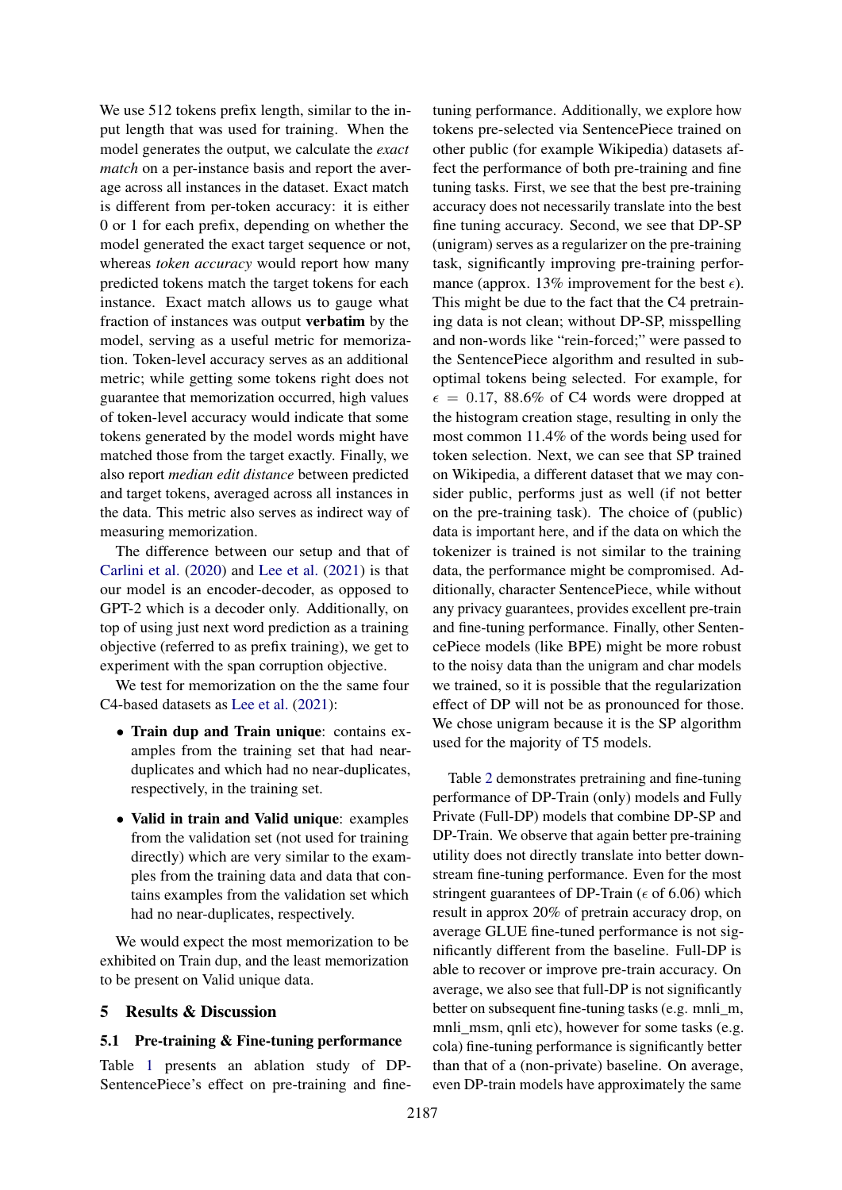We use 512 tokens prefix length, similar to the input length that was used for training. When the model generates the output, we calculate the *exact match* on a per-instance basis and report the average across all instances in the dataset. Exact match is different from per-token accuracy: it is either 0 or 1 for each prefix, depending on whether the model generated the exact target sequence or not, whereas *token accuracy* would report how many predicted tokens match the target tokens for each instance. Exact match allows us to gauge what fraction of instances was output **verbatim** by the model, serving as a useful metric for memorization. Token-level accuracy serves as an additional metric; while getting some tokens right does not guarantee that memorization occurred, high values of token-level accuracy would indicate that some tokens generated by the model words might have matched those from the target exactly. Finally, we also report *median edit distance* between predicted and target tokens, averaged across all instances in the data. This metric also serves as indirect way of measuring memorization.

The difference between our setup and that of Carlini et al. (2020) and Lee et al. (2021) is that our model is an encoder-decoder, as opposed to GPT-2 which is a decoder only. Additionally, on top of using just next word prediction as a training objective (referred to as prefix training), we get to experiment with the span corruption objective.

We test for memorization on the the same four C4-based datasets as Lee et al. (2021):

- **Train dup and Train unique**: contains examples from the training set that had near-duplicates and which had no near-duplicates, respectively, in the training set.
- **Valid in train and Valid unique**: examples from the validation set (not used for training directly) which are very similar to the examples from the training data and data that contains examples from the validation set which had no near-duplicates, respectively.

We would expect the most memorization to be exhibited on Train dup, and the least memorization to be present on Valid unique data.

## 5 Results & Discussion

### 5.1 Pre-training & Fine-tuning performance

Table 1 presents an ablation study of DP-SentencePiece's effect on pre-training and fine-tuning performance. Additionally, we explore how tokens pre-selected via SentencePiece trained on other public (for example Wikipedia) datasets affect the performance of both pre-training and fine tuning tasks. First, we see that the best pre-training accuracy does not necessarily translate into the best fine tuning accuracy. Second, we see that DP-SP (unigram) serves as a regularizer on the pre-training task, significantly improving pre-training performance (approx. 13% improvement for the best $\epsilon$). This might be due to the fact that the C4 pretraining data is not clean; without DP-SP, misspelling and non-words like "rein-forced;" were passed to the SentencePiece algorithm and resulted in suboptimal tokens being selected. For example, for $\epsilon = 0.17$, 88.6% of C4 words were dropped at the histogram creation stage, resulting in only the most common 11.4% of the words being used for token selection. Next, we can see that SP trained on Wikipedia, a different dataset that we may consider public, performs just as well (if not better on the pre-training task). The choice of (public) data is important here, and if the data on which the tokenizer is trained is not similar to the training data, the performance might be compromised. Additionally, character SentencePiece, while without any privacy guarantees, provides excellent pre-train and fine-tuning performance. Finally, other SentencePiece models (like BPE) might be more robust to the noisy data than the unigram and char models we trained, so it is possible that the regularization effect of DP will not be as pronounced for those. We chose unigram because it is the SP algorithm used for the majority of T5 models.

Table 2 demonstrates pretraining and fine-tuning performance of DP-Train (only) models and Fully Private (Full-DP) models that combine DP-SP and DP-Train. We observe that again better pre-training utility does not directly translate into better downstream fine-tuning performance. Even for the most stringent guarantees of DP-Train ($\epsilon$ of 6.06) which result in approx 20% of pretrain accuracy drop, on average GLUE fine-tuned performance is not significantly different from the baseline. Full-DP is able to recover or improve pre-train accuracy. On average, we also see that full-DP is not significantly better on subsequent fine-tuning tasks (e.g. mnli_m, mnli_msm, qnli etc), however for some tasks (e.g. cola) fine-tuning performance is significantly better than that of a (non-private) baseline. On average, even DP-train models have approximately the same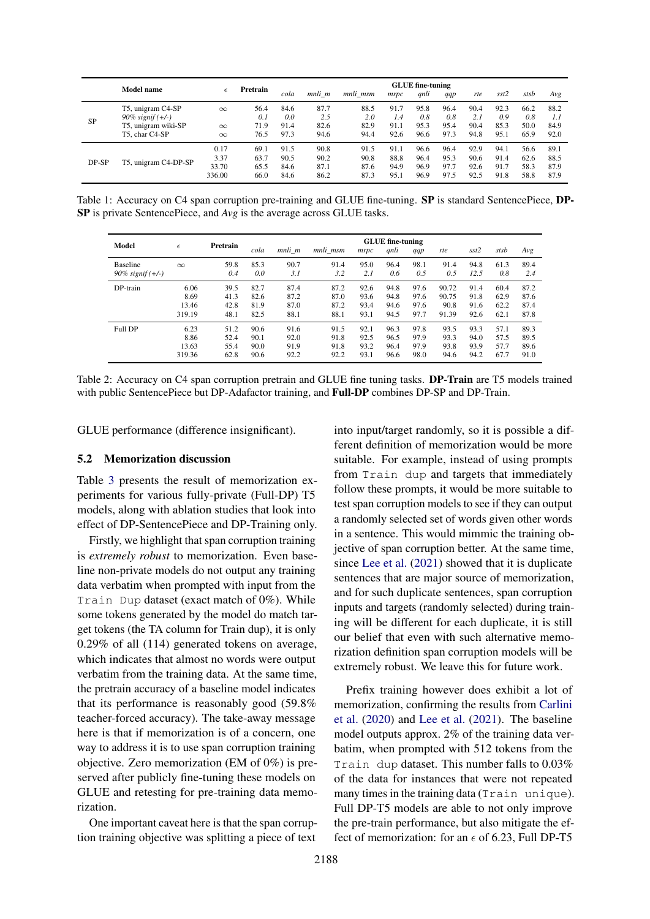| | Model name | $\epsilon$ | Pretrain | GLUE fine-tuning | | | | | | | | | | |
|---|---|---|---|---|---|---|---|---|---|---|---|---|---|---|
| | | | | *cola* | *mnli_m* | *mnli_msm* | *mrpc* | *qnli* | *qqp* | *rte* | *sst2* | *stsb* | *Avg* |
| SP | T5, unigram C4-SP | $\infty$ | 56.4 | 84.6 | 87.7 | 88.5 | 91.7 | 95.8 | 96.4 | 90.4 | 92.3 | 66.2 | 88.2 |
| | *90% signif (+/-)* | | *0.1* | *0.0* | *2.5* | *2.0* | *1.4* | *0.8* | *0.8* | *2.1* | *0.9* | *0.8* | *1.1* |
| | T5, unigram wiki-SP | $\infty$ | 71.9 | 91.4 | 82.6 | 82.9 | 91.1 | 95.3 | 95.4 | 90.4 | 85.3 | 50.0 | 84.9 |
| | T5, char C4-SP | $\infty$ | 76.5 | 97.3 | 94.6 | 94.4 | 92.6 | 96.6 | 97.3 | 94.8 | 95.1 | 65.9 | 92.0 |
| DP-SP | T5, unigram C4-DP-SP | 0.17 | 69.1 | 91.5 | 90.8 | 91.5 | 91.1 | 96.6 | 96.4 | 92.9 | 94.1 | 56.6 | 89.1 |
| | | 3.37 | 63.7 | 90.5 | 90.2 | 90.8 | 88.8 | 96.4 | 95.3 | 90.6 | 91.4 | 62.6 | 88.5 |
| | | 33.70 | 65.5 | 84.6 | 87.1 | 87.6 | 94.9 | 96.9 | 97.7 | 92.6 | 91.7 | 58.3 | 87.9 |
| | | 336.00 | 66.0 | 84.6 | 86.2 | 87.3 | 95.1 | 96.9 | 97.5 | 92.5 | 91.8 | 58.8 | 87.9 |

Table 1: Accuracy on C4 span corruption pre-training and GLUE fine-tuning. **SP** is standard SentencePiece, **DP-SP** is private SentencePiece, and *Avg* is the average across GLUE tasks.

| Model | $\epsilon$ | Pretrain | GLUE fine-tuning | | | | | | | | | |
|---|---|---|---|---|---|---|---|---|---|---|---|---|
| | | | *cola* | *mnli_m* | *mnli_msm* | *mrpc* | *qnli* | *qqp* | *rte* | *sst2* | *stsb* | *Avg* |
| Baseline | $\infty$ | 59.8 | 85.3 | 90.7 | 91.4 | 95.0 | 96.4 | 98.1 | 91.4 | 94.8 | 61.3 | 89.4 |
| *90% signif (+/-)* | | *0.4* | *0.0* | *3.1* | *3.2* | *2.1* | *0.6* | *0.5* | *0.5* | *12.5* | *0.8* | *2.4* |
| DP-train | 6.06 | 39.5 | 82.7 | 87.4 | 87.2 | 92.6 | 94.8 | 97.6 | 90.72 | 91.4 | 60.4 | 87.2 |
| | 8.69 | 41.3 | 82.6 | 87.2 | 87.0 | 93.6 | 94.8 | 97.6 | 90.75 | 91.8 | 62.9 | 87.6 |
| | 13.46 | 42.8 | 81.9 | 87.0 | 87.2 | 93.4 | 94.6 | 97.6 | 90.8 | 91.6 | 62.2 | 87.4 |
| | 319.19 | 48.1 | 82.5 | 88.1 | 88.1 | 93.1 | 94.5 | 97.7 | 91.39 | 92.6 | 62.1 | 87.8 |
| Full DP | 6.23 | 51.2 | 90.6 | 91.6 | 91.5 | 92.1 | 96.3 | 97.8 | 93.5 | 93.3 | 57.1 | 89.3 |
| | 8.86 | 52.4 | 90.1 | 92.0 | 91.8 | 92.5 | 96.5 | 97.9 | 93.3 | 94.0 | 57.5 | 89.5 |
| | 13.63 | 55.4 | 90.0 | 91.9 | 91.8 | 93.2 | 96.4 | 97.9 | 93.8 | 93.9 | 57.7 | 89.6 |
| | 319.36 | 62.8 | 90.6 | 92.2 | 92.2 | 93.1 | 96.6 | 98.0 | 94.6 | 94.2 | 67.7 | 91.0 |

Table 2: Accuracy on C4 span corruption pretrain and GLUE fine tuning tasks. **DP-Train** are T5 models trained with public SentencePiece but DP-Adafactor training, and **Full-DP** combines DP-SP and DP-Train.

GLUE performance (difference insignificant).

### 5.2 Memorization discussion

Table 3 presents the result of memorization experiments for various fully-private (Full-DP) T5 models, along with ablation studies that look into effect of DP-SentencePiece and DP-Training only.

Firstly, we highlight that span corruption training is *extremely robust* to memorization. Even baseline non-private models do not output any training data verbatim when prompted with input from the `Train Dup` dataset (exact match of 0%). While some tokens generated by the model do match target tokens (the TA column for Train dup), it is only 0.29% of all (114) generated tokens on average, which indicates that almost no words were output verbatim from the training data. At the same time, the pretrain accuracy of a baseline model indicates that its performance is reasonably good (59.8% teacher-forced accuracy). The take-away message here is that if memorization is of a concern, one way to address it is to use span corruption training objective. Zero memorization (EM of 0%) is preserved after publicly fine-tuning these models on GLUE and retesting for pre-training data memorization.

One important caveat here is that the span corruption training objective was splitting a piece of text into input/target randomly, so it is possible a different definition of memorization would be more suitable. For example, instead of using prompts from `Train dup` and targets that immediately follow these prompts, it would be more suitable to test span corruption models to see if they can output a randomly selected set of words given other words in a sentence. This would mimmic the training objective of span corruption better. At the same time, since Lee et al. (2021) showed that it is duplicate sentences that are major source of memorization, and for such duplicate sentences, span corruption inputs and targets (randomly selected) during training will be different for each duplicate, it is still our belief that even with such alternative memorization definition span corruption models will be extremely robust. We leave this for future work.

Prefix training however does exhibit a lot of memorization, confirming the results from Carlini et al. (2020) and Lee et al. (2021). The baseline model outputs approx. 2% of the training data verbatim, when prompted with 512 tokens from the `Train dup` dataset. This number falls to 0.03% of the data for instances that were not repeated many times in the training data (`Train unique`). Full DP-T5 models are able to not only improve the pre-train performance, but also mitigate the effect of memorization: for an $\epsilon$ of 6.23, Full DP-T5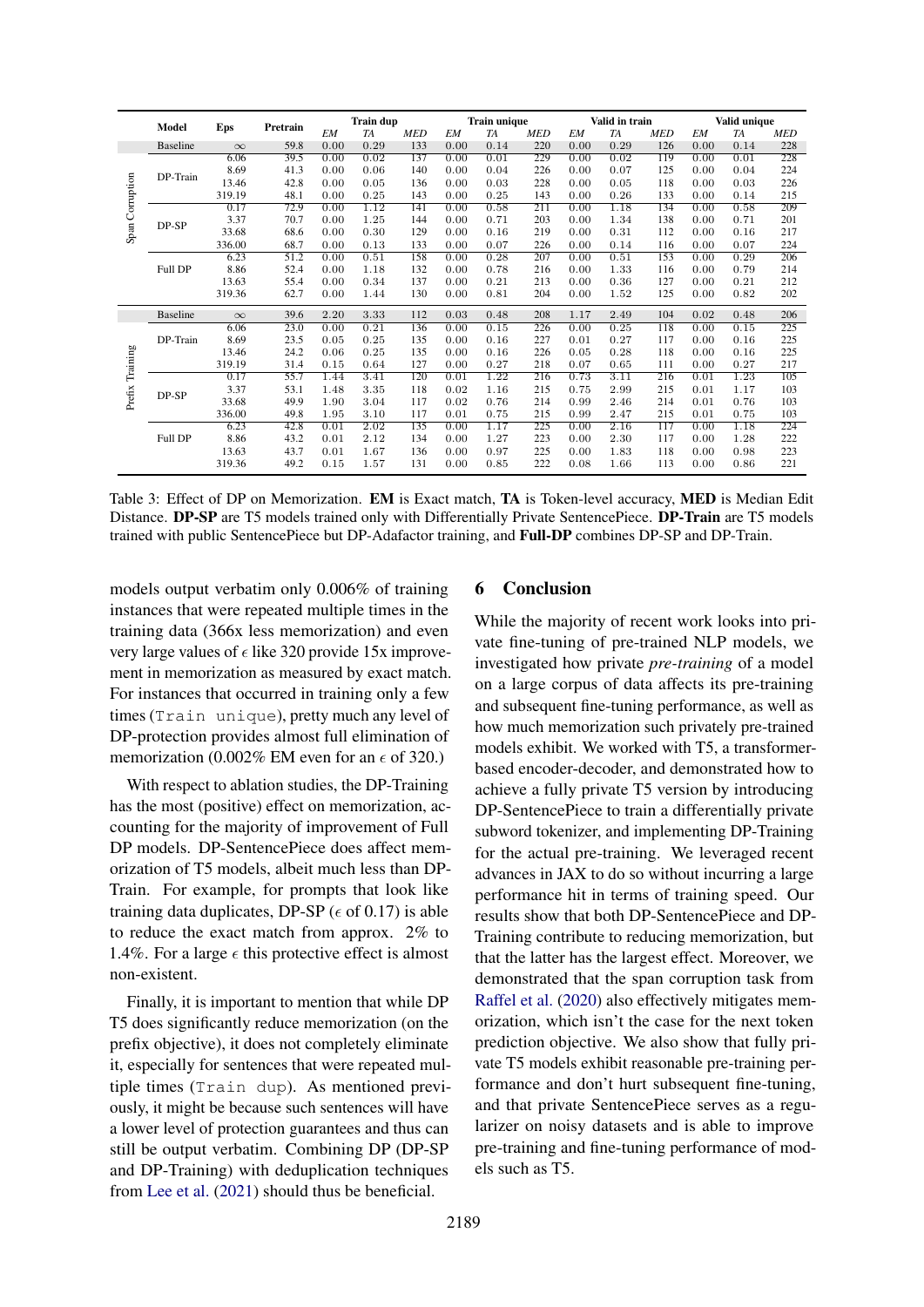| | Model | Eps | Pretrain | Train dup | | | Train unique | | | Valid in train | | | Valid unique | | |
|---|---|---|---|---|---|---|---|---|---|---|---|---|---|---|---|
| | | | | *EM* | *TA* | *MED* | *EM* | *TA* | *MED* | *EM* | *TA* | *MED* | *EM* | *TA* | *MED* |
| Span Corruption | Baseline | $\infty$ | 59.8 | 0.00 | 0.29 | 133 | 0.00 | 0.14 | 220 | 0.00 | 0.29 | 126 | 0.00 | 0.14 | 228 |
| | DP-Train | 6.06 | 39.5 | 0.00 | 0.02 | 137 | 0.00 | 0.01 | 229 | 0.00 | 0.02 | 119 | 0.00 | 0.01 | 228 |
| | | 8.69 | 41.3 | 0.00 | 0.06 | 140 | 0.00 | 0.04 | 226 | 0.00 | 0.07 | 125 | 0.00 | 0.04 | 224 |
| | | 13.46 | 42.8 | 0.00 | 0.05 | 136 | 0.00 | 0.03 | 228 | 0.00 | 0.05 | 118 | 0.00 | 0.03 | 226 |
| | | 319.19 | 48.1 | 0.00 | 0.25 | 143 | 0.00 | 0.25 | 143 | 0.00 | 0.26 | 133 | 0.00 | 0.14 | 215 |
| | DP-SP | 0.17 | 72.9 | 0.00 | 1.12 | 141 | 0.00 | 0.58 | 211 | 0.00 | 1.18 | 134 | 0.00 | 0.58 | 209 |
| | | 3.37 | 70.7 | 0.00 | 1.25 | 144 | 0.00 | 0.71 | 203 | 0.00 | 1.34 | 138 | 0.00 | 0.71 | 201 |
| | | 33.68 | 68.6 | 0.00 | 0.30 | 129 | 0.00 | 0.16 | 219 | 0.00 | 0.31 | 112 | 0.00 | 0.16 | 217 |
| | | 336.00 | 68.7 | 0.00 | 0.13 | 133 | 0.00 | 0.07 | 226 | 0.00 | 0.14 | 116 | 0.00 | 0.07 | 224 |
| | Full DP | 6.23 | 51.2 | 0.00 | 0.51 | 158 | 0.00 | 0.28 | 207 | 0.00 | 0.51 | 153 | 0.00 | 0.29 | 206 |
| | | 8.86 | 52.4 | 0.00 | 1.18 | 132 | 0.00 | 0.78 | 216 | 0.00 | 1.33 | 116 | 0.00 | 0.79 | 214 |
| | | 13.63 | 55.4 | 0.00 | 0.34 | 137 | 0.00 | 0.21 | 213 | 0.00 | 0.36 | 127 | 0.00 | 0.21 | 212 |
| | | 319.36 | 62.7 | 0.00 | 1.44 | 130 | 0.00 | 0.81 | 204 | 0.00 | 1.52 | 125 | 0.00 | 0.82 | 202 |
| Prefix Training | Baseline | $\infty$ | 39.6 | 2.20 | 3.33 | 112 | 0.03 | 0.48 | 208 | 1.17 | 2.49 | 104 | 0.02 | 0.48 | 206 |
| | DP-Train | 6.06 | 23.0 | 0.00 | 0.21 | 136 | 0.00 | 0.15 | 226 | 0.00 | 0.25 | 118 | 0.00 | 0.15 | 225 |
| | | 8.69 | 23.5 | 0.05 | 0.25 | 135 | 0.00 | 0.16 | 227 | 0.01 | 0.27 | 117 | 0.00 | 0.16 | 225 |
| | | 13.46 | 24.2 | 0.06 | 0.25 | 135 | 0.00 | 0.16 | 226 | 0.05 | 0.28 | 118 | 0.00 | 0.16 | 225 |
| | | 319.19 | 31.4 | 0.15 | 0.64 | 127 | 0.00 | 0.27 | 218 | 0.07 | 0.65 | 111 | 0.00 | 0.27 | 217 |
| | DP-SP | 0.17 | 55.7 | 1.44 | 3.41 | 120 | 0.01 | 1.22 | 216 | 0.73 | 3.11 | 216 | 0.01 | 1.23 | 105 |
| | | 3.37 | 53.1 | 1.48 | 3.35 | 118 | 0.02 | 1.16 | 215 | 0.75 | 2.99 | 215 | 0.01 | 1.17 | 103 |
| | | 33.68 | 49.9 | 1.90 | 3.04 | 117 | 0.02 | 0.76 | 214 | 0.99 | 2.46 | 214 | 0.01 | 0.76 | 103 |
| | | 336.00 | 49.8 | 1.95 | 3.10 | 117 | 0.01 | 0.75 | 215 | 0.99 | 2.47 | 215 | 0.01 | 0.75 | 103 |
| | Full DP | 6.23 | 42.8 | 0.01 | 2.02 | 135 | 0.00 | 1.17 | 225 | 0.00 | 2.16 | 117 | 0.00 | 1.18 | 224 |
| | | 8.86 | 43.2 | 0.01 | 2.12 | 134 | 0.00 | 1.27 | 223 | 0.00 | 2.30 | 117 | 0.00 | 1.28 | 222 |
| | | 13.63 | 43.7 | 0.01 | 1.67 | 136 | 0.00 | 0.97 | 225 | 0.00 | 1.83 | 118 | 0.00 | 0.98 | 223 |
| | | 319.36 | 49.2 | 0.15 | 1.57 | 131 | 0.00 | 0.85 | 222 | 0.08 | 1.66 | 113 | 0.00 | 0.86 | 221 |

Table 3: Effect of DP on Memorization. **EM** is Exact match, **TA** is Token-level accuracy, **MED** is Median Edit Distance. **DP-SP** are T5 models trained only with Differentially Private SentencePiece. **DP-Train** are T5 models trained with public SentencePiece but DP-Adafactor training, and **Full-DP** combines DP-SP and DP-Train.

models output verbatim only 0.006% of training instances that were repeated multiple times in the training data (366x less memorization) and even very large values of $\epsilon$ like 320 provide 15x improvement in memorization as measured by exact match. For instances that occurred in training only a few times (`Train unique`), pretty much any level of DP-protection provides almost full elimination of memorization (0.002% EM even for an $\epsilon$ of 320.)

With respect to ablation studies, the DP-Training has the most (positive) effect on memorization, accounting for the majority of improvement of Full DP models. DP-SentencePiece does affect memorization of T5 models, albeit much less than DP-Train. For example, for prompts that look like training data duplicates, DP-SP ($\epsilon$ of 0.17) is able to reduce the exact match from approx. 2% to 1.4%. For a large $\epsilon$ this protective effect is almost non-existent.

Finally, it is important to mention that while DP T5 does significantly reduce memorization (on the prefix objective), it does not completely eliminate it, especially for sentences that were repeated multiple times (`Train dup`). As mentioned previously, it might be because such sentences will have a lower level of protection guarantees and thus can still be output verbatim. Combining DP (DP-SP and DP-Training) with deduplication techniques from Lee et al. (2021) should thus be beneficial.

## 6 Conclusion

While the majority of recent work looks into private fine-tuning of pre-trained NLP models, we investigated how private *pre-training* of a model on a large corpus of data affects its pre-training and subsequent fine-tuning performance, as well as how much memorization such privately pre-trained models exhibit. We worked with T5, a transformer-based encoder-decoder, and demonstrated how to achieve a fully private T5 version by introducing DP-SentencePiece to train a differentially private subword tokenizer, and implementing DP-Training for the actual pre-training. We leveraged recent advances in JAX to do so without incurring a large performance hit in terms of training speed. Our results show that both DP-SentencePiece and DP-Training contribute to reducing memorization, but that the latter has the largest effect. Moreover, we demonstrated that the span corruption task from Raffel et al. (2020) also effectively mitigates memorization, which isn't the case for the next token prediction objective. We also show that fully private T5 models exhibit reasonable pre-training performance and don't hurt subsequent fine-tuning, and that private SentencePiece serves as a regularizer on noisy datasets and is able to improve pre-training and fine-tuning performance of models such as T5.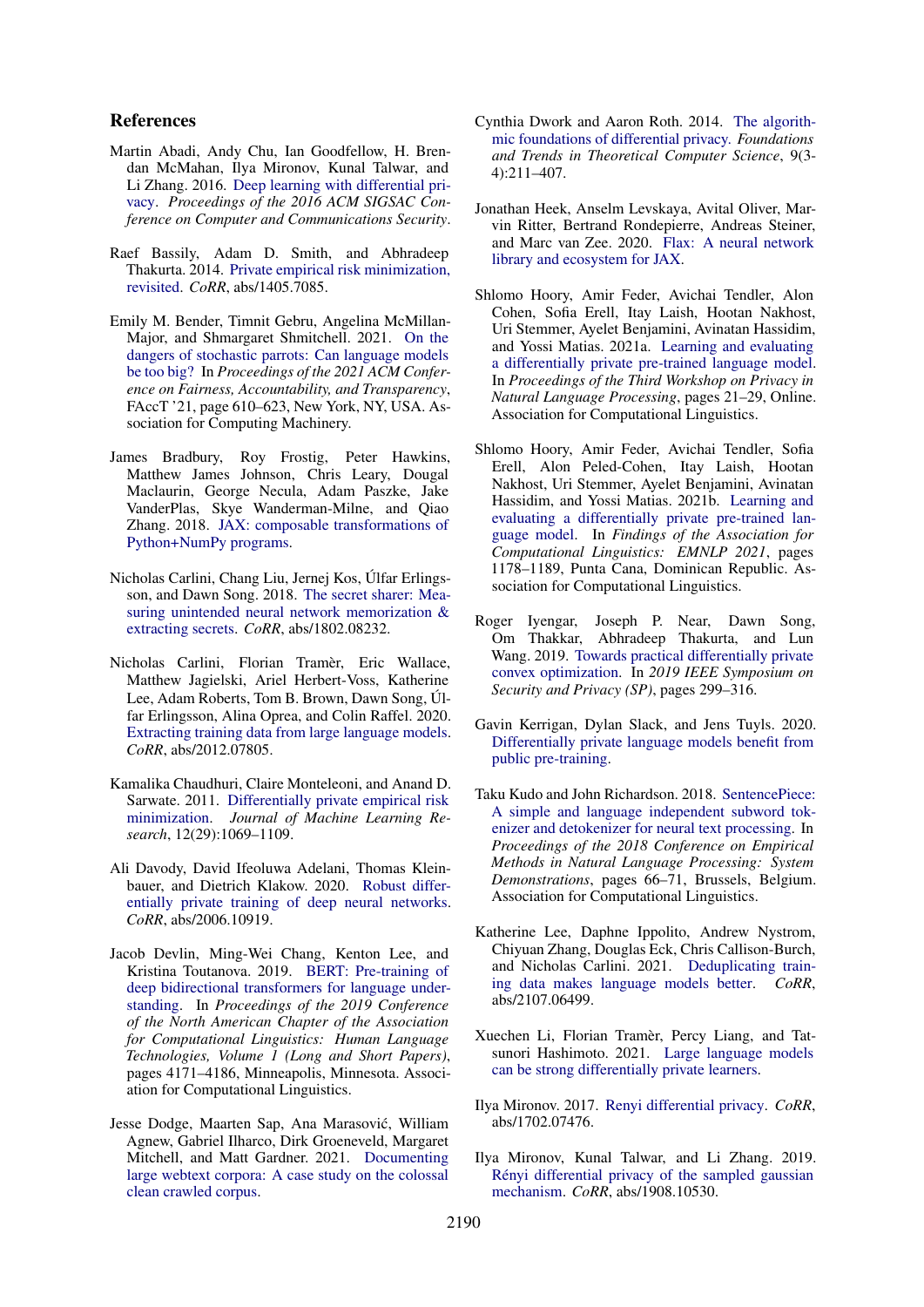## References

Martin Abadi, Andy Chu, Ian Goodfellow, H. Brendan McMahan, Ilya Mironov, Kunal Talwar, and Li Zhang. 2016. Deep learning with differential privacy. *Proceedings of the 2016 ACM SIGSAC Conference on Computer and Communications Security*.

Raef Bassily, Adam D. Smith, and Abhradeep Thakurta. 2014. Private empirical risk minimization, revisited. *CoRR*, abs/1405.7085.

Emily M. Bender, Timnit Gebru, Angelina McMillan-Major, and Shmargaret Shmitchell. 2021. On the dangers of stochastic parrots: Can language models be too big? In *Proceedings of the 2021 ACM Conference on Fairness, Accountability, and Transparency*, FAccT '21, page 610–623, New York, NY, USA. Association for Computing Machinery.

James Bradbury, Roy Frostig, Peter Hawkins, Matthew James Johnson, Chris Leary, Dougal Maclaurin, George Necula, Adam Paszke, Jake VanderPlas, Skye Wanderman-Milne, and Qiao Zhang. 2018. JAX: composable transformations of Python+NumPy programs.

Nicholas Carlini, Chang Liu, Jernej Kos, Úlfar Erlingsson, and Dawn Song. 2018. The secret sharer: Measuring unintended neural network memorization & extracting secrets. *CoRR*, abs/1802.08232.

Nicholas Carlini, Florian Tramèr, Eric Wallace, Matthew Jagielski, Ariel Herbert-Voss, Katherine Lee, Adam Roberts, Tom B. Brown, Dawn Song, Úlfar Erlingsson, Alina Oprea, and Colin Raffel. 2020. Extracting training data from large language models. *CoRR*, abs/2012.07805.

Kamalika Chaudhuri, Claire Monteleoni, and Anand D. Sarwate. 2011. Differentially private empirical risk minimization. *Journal of Machine Learning Research*, 12(29):1069–1109.

Ali Davody, David Ifeoluwa Adelani, Thomas Kleinbauer, and Dietrich Klakow. 2020. Robust differentially private training of deep neural networks. *CoRR*, abs/2006.10919.

Jacob Devlin, Ming-Wei Chang, Kenton Lee, and Kristina Toutanova. 2019. BERT: Pre-training of deep bidirectional transformers for language understanding. In *Proceedings of the 2019 Conference of the North American Chapter of the Association for Computational Linguistics: Human Language Technologies, Volume 1 (Long and Short Papers)*, pages 4171–4186, Minneapolis, Minnesota. Association for Computational Linguistics.

Jesse Dodge, Maarten Sap, Ana Marasović, William Agnew, Gabriel Ilharco, Dirk Groeneveld, Margaret Mitchell, and Matt Gardner. 2021. Documenting large webtext corpora: A case study on the colossal clean crawled corpus.

Cynthia Dwork and Aaron Roth. 2014. The algorithmic foundations of differential privacy. *Foundations and Trends in Theoretical Computer Science*, 9(3-4):211–407.

Jonathan Heek, Anselm Levskaya, Avital Oliver, Marvin Ritter, Bertrand Rondepierre, Andreas Steiner, and Marc van Zee. 2020. Flax: A neural network library and ecosystem for JAX.

Shlomo Hoory, Amir Feder, Avichai Tendler, Alon Cohen, Sofia Erell, Itay Laish, Hootan Nakhost, Uri Stemmer, Ayelet Benjamini, Avinatan Hassidim, and Yossi Matias. 2021a. Learning and evaluating a differentially private pre-trained language model. In *Proceedings of the Third Workshop on Privacy in Natural Language Processing*, pages 21–29, Online. Association for Computational Linguistics.

Shlomo Hoory, Amir Feder, Avichai Tendler, Sofia Erell, Alon Peled-Cohen, Itay Laish, Hootan Nakhost, Uri Stemmer, Ayelet Benjamini, Avinatan Hassidim, and Yossi Matias. 2021b. Learning and evaluating a differentially private pre-trained language model. In *Findings of the Association for Computational Linguistics: EMNLP 2021*, pages 1178–1189, Punta Cana, Dominican Republic. Association for Computational Linguistics.

Roger Iyengar, Joseph P. Near, Dawn Song, Om Thakkar, Abhradeep Thakurta, and Lun Wang. 2019. Towards practical differentially private convex optimization. In *2019 IEEE Symposium on Security and Privacy (SP)*, pages 299–316.

Gavin Kerrigan, Dylan Slack, and Jens Tuyls. 2020. Differentially private language models benefit from public pre-training.

Taku Kudo and John Richardson. 2018. SentencePiece: A simple and language independent subword tokenizer and detokenizer for neural text processing. In *Proceedings of the 2018 Conference on Empirical Methods in Natural Language Processing: System Demonstrations*, pages 66–71, Brussels, Belgium. Association for Computational Linguistics.

Katherine Lee, Daphne Ippolito, Andrew Nystrom, Chiyuan Zhang, Douglas Eck, Chris Callison-Burch, and Nicholas Carlini. 2021. Deduplicating training data makes language models better. *CoRR*, abs/2107.06499.

Xuechen Li, Florian Tramèr, Percy Liang, and Tatsunori Hashimoto. 2021. Large language models can be strong differentially private learners.

Ilya Mironov. 2017. Renyi differential privacy. *CoRR*, abs/1702.07476.

Ilya Mironov, Kunal Talwar, and Li Zhang. 2019. Rényi differential privacy of the sampled gaussian mechanism. *CoRR*, abs/1908.10530.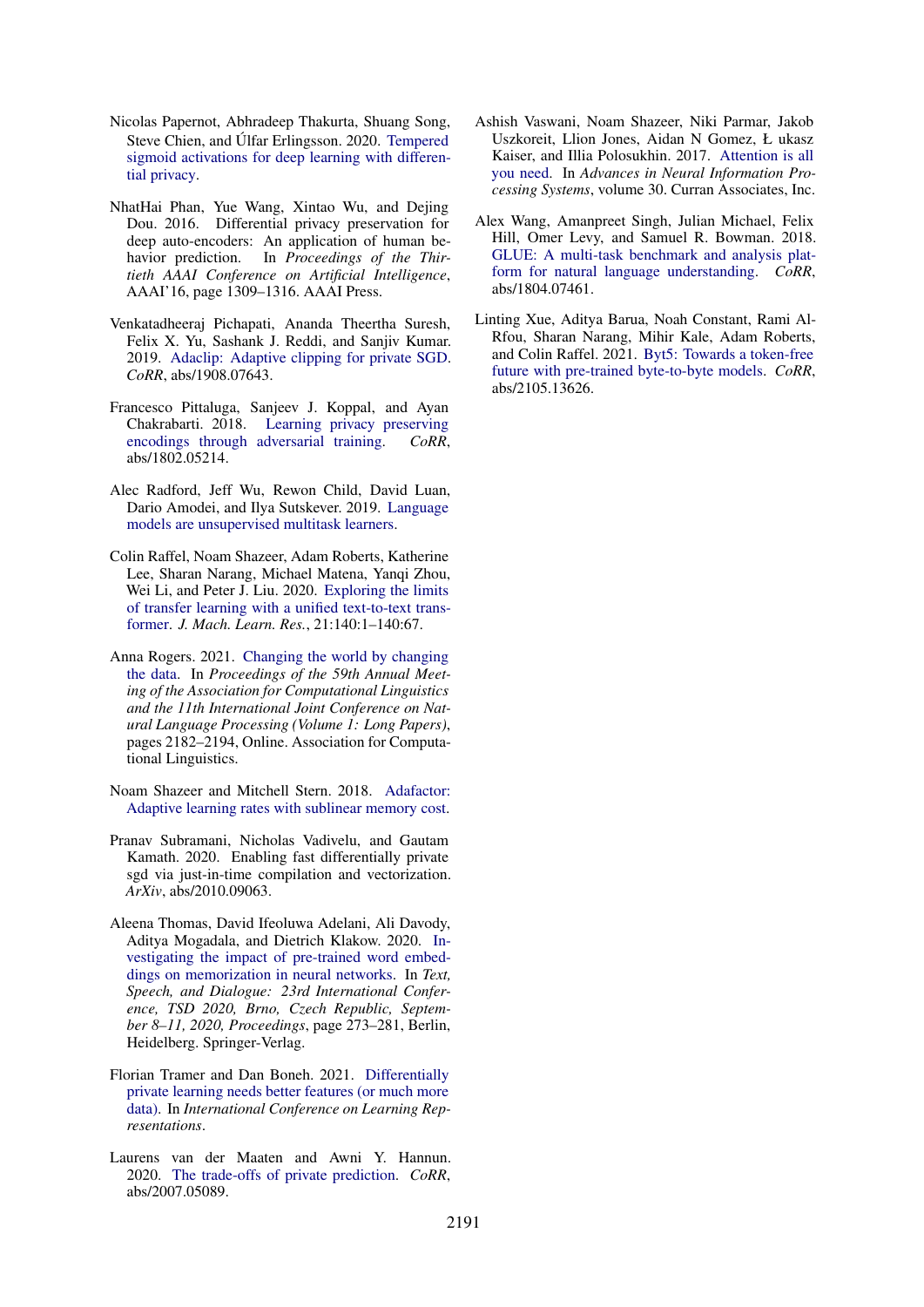Nicolas Papernot, Abhradeep Thakurta, Shuang Song, Steve Chien, and Úlfar Erlingsson. 2020. Tempered sigmoid activations for deep learning with differential privacy.

NhatHai Phan, Yue Wang, Xintao Wu, and Dejing Dou. 2016. Differential privacy preservation for deep auto-encoders: An application of human behavior prediction. In *Proceedings of the Thirtieth AAAI Conference on Artificial Intelligence*, AAAI'16, page 1309–1316. AAAI Press.

Venkatadheeraj Pichapati, Ananda Theertha Suresh, Felix X. Yu, Sashank J. Reddi, and Sanjiv Kumar. 2019. Adaclip: Adaptive clipping for private SGD. *CoRR*, abs/1908.07643.

Francesco Pittaluga, Sanjeev J. Koppal, and Ayan Chakrabarti. 2018. Learning privacy preserving encodings through adversarial training. *CoRR*, abs/1802.05214.

Alec Radford, Jeff Wu, Rewon Child, David Luan, Dario Amodei, and Ilya Sutskever. 2019. Language models are unsupervised multitask learners.

Colin Raffel, Noam Shazeer, Adam Roberts, Katherine Lee, Sharan Narang, Michael Matena, Yanqi Zhou, Wei Li, and Peter J. Liu. 2020. Exploring the limits of transfer learning with a unified text-to-text transformer. *J. Mach. Learn. Res.*, 21:140:1–140:67.

Anna Rogers. 2021. Changing the world by changing the data. In *Proceedings of the 59th Annual Meeting of the Association for Computational Linguistics and the 11th International Joint Conference on Natural Language Processing (Volume 1: Long Papers)*, pages 2182–2194, Online. Association for Computational Linguistics.

Noam Shazeer and Mitchell Stern. 2018. Adafactor: Adaptive learning rates with sublinear memory cost.

Pranav Subramani, Nicholas Vadivelu, and Gautam Kamath. 2020. Enabling fast differentially private sgd via just-in-time compilation and vectorization. *ArXiv*, abs/2010.09063.

Aleena Thomas, David Ifeoluwa Adelani, Ali Davody, Aditya Mogadala, and Dietrich Klakow. 2020. Investigating the impact of pre-trained word embeddings on memorization in neural networks. In *Text, Speech, and Dialogue: 23rd International Conference, TSD 2020, Brno, Czech Republic, September 8–11, 2020, Proceedings*, page 273–281, Berlin, Heidelberg. Springer-Verlag.

Florian Tramer and Dan Boneh. 2021. Differentially private learning needs better features (or much more data). In *International Conference on Learning Representations*.

Laurens van der Maaten and Awni Y. Hannun. 2020. The trade-offs of private prediction. *CoRR*, abs/2007.05089.

Ashish Vaswani, Noam Shazeer, Niki Parmar, Jakob Uszkoreit, Llion Jones, Aidan N Gomez, Ł ukasz Kaiser, and Illia Polosukhin. 2017. Attention is all you need. In *Advances in Neural Information Processing Systems*, volume 30. Curran Associates, Inc.

Alex Wang, Amanpreet Singh, Julian Michael, Felix Hill, Omer Levy, and Samuel R. Bowman. 2018. GLUE: A multi-task benchmark and analysis platform for natural language understanding. *CoRR*, abs/1804.07461.

Linting Xue, Aditya Barua, Noah Constant, Rami Al-Rfou, Sharan Narang, Mihir Kale, Adam Roberts, and Colin Raffel. 2021. Byt5: Towards a token-free future with pre-trained byte-to-byte models. *CoRR*, abs/2105.13626.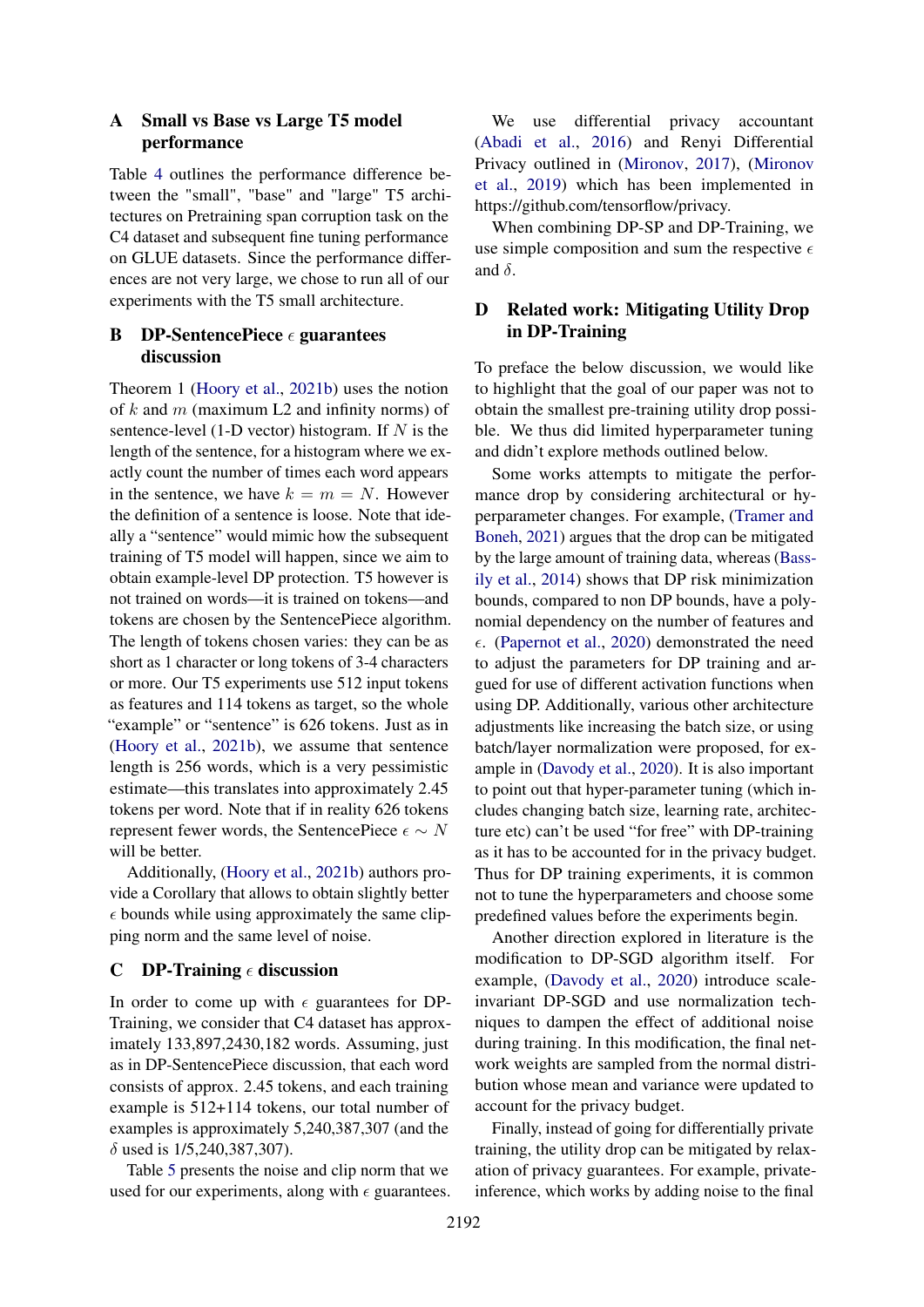## A Small vs Base vs Large T5 model performance

Table 4 outlines the performance difference between the "small", "base" and "large" T5 architectures on Pretraining span corruption task on the C4 dataset and subsequent fine tuning performance on GLUE datasets. Since the performance differences are not very large, we chose to run all of our experiments with the T5 small architecture.

## B DP-SentencePiece $\epsilon$ guarantees discussion

Theorem 1 (Hoory et al., 2021b) uses the notion of $k$ and $m$ (maximum L2 and infinity norms) of sentence-level (1-D vector) histogram. If $N$ is the length of the sentence, for a histogram where we exactly count the number of times each word appears in the sentence, we have $k = m = N$. However the definition of a sentence is loose. Note that ideally a "sentence" would mimic how the subsequent training of T5 model will happen, since we aim to obtain example-level DP protection. T5 however is not trained on words—it is trained on tokens—and tokens are chosen by the SentencePiece algorithm. The length of tokens chosen varies: they can be as short as 1 character or long tokens of 3-4 characters or more. Our T5 experiments use 512 input tokens as features and 114 tokens as target, so the whole "example" or "sentence" is 626 tokens. Just as in (Hoory et al., 2021b), we assume that sentence length is 256 words, which is a very pessimistic estimate—this translates into approximately 2.45 tokens per word. Note that if in reality 626 tokens represent fewer words, the SentencePiece $\epsilon \sim N$ will be better.

Additionally, (Hoory et al., 2021b) authors provide a Corollary that allows to obtain slightly better $\epsilon$ bounds while using approximately the same clipping norm and the same level of noise.

## C DP-Training $\epsilon$ discussion

In order to come up with $\epsilon$ guarantees for DP-Training, we consider that C4 dataset has approximately 133,897,2430,182 words. Assuming, just as in DP-SentencePiece discussion, that each word consists of approx. 2.45 tokens, and each training example is 512+114 tokens, our total number of examples is approximately 5,240,387,307 (and the $\delta$ used is 1/5,240,387,307).

Table 5 presents the noise and clip norm that we used for our experiments, along with $\epsilon$ guarantees.

We use differential privacy accountant (Abadi et al., 2016) and Renyi Differential Privacy outlined in (Mironov, 2017), (Mironov et al., 2019) which has been implemented in https://github.com/tensorflow/privacy.

When combining DP-SP and DP-Training, we use simple composition and sum the respective $\epsilon$ and $\delta$.

## D Related work: Mitigating Utility Drop in DP-Training

To preface the below discussion, we would like to highlight that the goal of our paper was not to obtain the smallest pre-training utility drop possible. We thus did limited hyperparameter tuning and didn't explore methods outlined below.

Some works attempts to mitigate the performance drop by considering architectural or hyperparameter changes. For example, (Tramer and Boneh, 2021) argues that the drop can be mitigated by the large amount of training data, whereas (Bassily et al., 2014) shows that DP risk minimization bounds, compared to non DP bounds, have a polynomial dependency on the number of features and $\epsilon$. (Papernot et al., 2020) demonstrated the need to adjust the parameters for DP training and argued for use of different activation functions when using DP. Additionally, various other architecture adjustments like increasing the batch size, or using batch/layer normalization were proposed, for example in (Davody et al., 2020). It is also important to point out that hyper-parameter tuning (which includes changing batch size, learning rate, architecture etc) can't be used "for free" with DP-training as it has to be accounted for in the privacy budget. Thus for DP training experiments, it is common not to tune the hyperparameters and choose some predefined values before the experiments begin.

Another direction explored in literature is the modification to DP-SGD algorithm itself. For example, (Davody et al., 2020) introduce scale-invariant DP-SGD and use normalization techniques to dampen the effect of additional noise during training. In this modification, the final network weights are sampled from the normal distribution whose mean and variance were updated to account for the privacy budget.

Finally, instead of going for differentially private training, the utility drop can be mitigated by relaxation of privacy guarantees. For example, private-inference, which works by adding noise to the final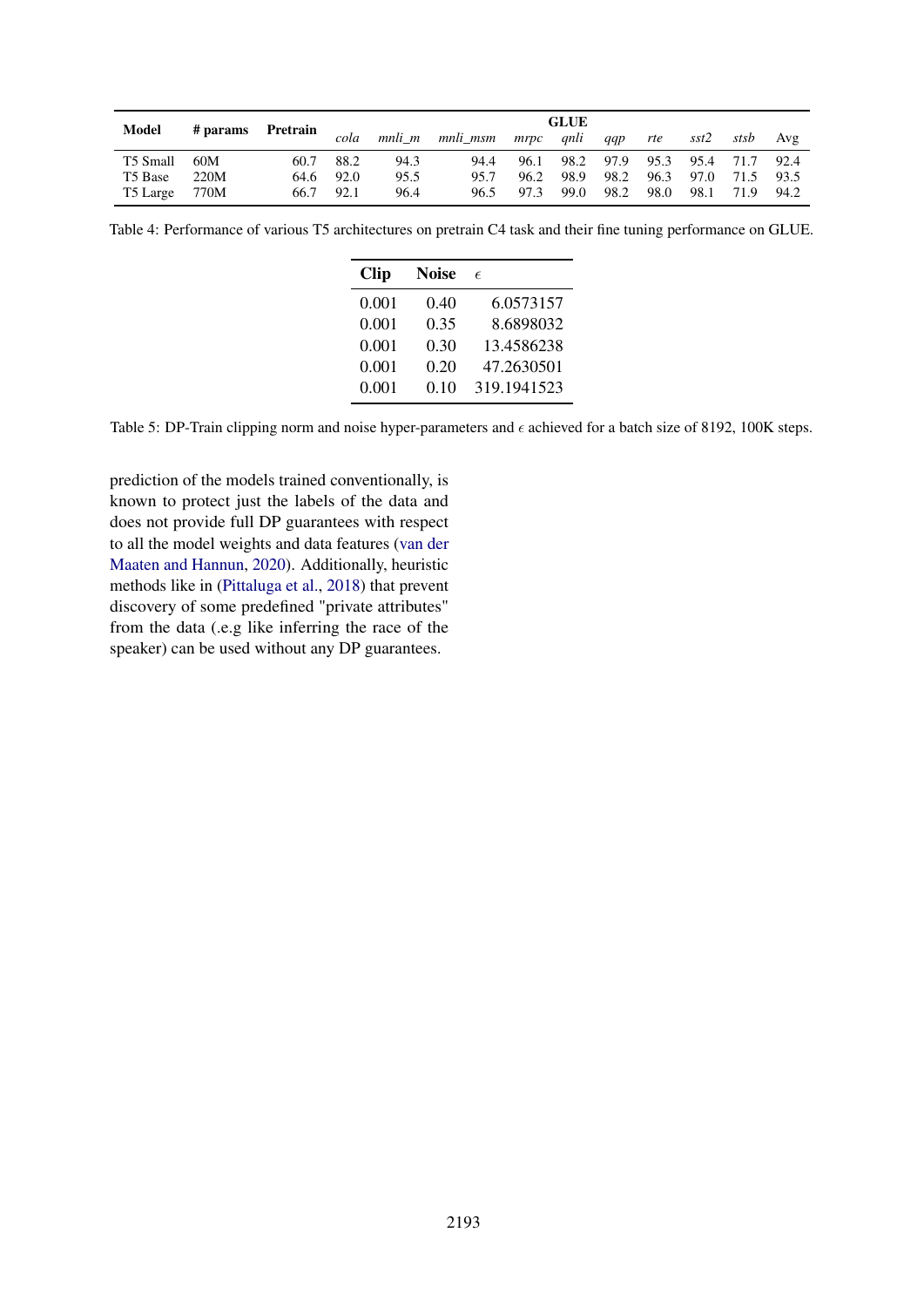| Model | # params | Pretrain | GLUE | | | | | | | | | | |
|---|---|---|---|---|---|---|---|---|---|---|---|---|---|
| | | | *cola* | *mnli_m* | *mnli_msm* | *mrpc* | *qnli* | *qqp* | *rte* | *sst2* | *stsb* | Avg |
| T5 Small | 60M | 60.7 | 88.2 | 94.3 | 94.4 | 96.1 | 98.2 | 97.9 | 95.3 | 95.4 | 71.7 | 92.4 |
| T5 Base | 220M | 64.6 | 92.0 | 95.5 | 95.7 | 96.2 | 98.9 | 98.2 | 96.3 | 97.0 | 71.5 | 93.5 |
| T5 Large | 770M | 66.7 | 92.1 | 96.4 | 96.5 | 97.3 | 99.0 | 98.2 | 98.0 | 98.1 | 71.9 | 94.2 |

Table 4: Performance of various T5 architectures on pretrain C4 task and their fine tuning performance on GLUE.

| Clip | Noise | $\epsilon$ |
|---|---|---|
| 0.001 | 0.40 | 6.0573157 |
| 0.001 | 0.35 | 8.6898032 |
| 0.001 | 0.30 | 13.4586238 |
| 0.001 | 0.20 | 47.2630501 |
| 0.001 | 0.10 | 319.1941523 |

Table 5: DP-Train clipping norm and noise hyper-parameters and $\epsilon$ achieved for a batch size of 8192, 100K steps.

prediction of the models trained conventionally, is known to protect just the labels of the data and does not provide full DP guarantees with respect to all the model weights and data features (van der Maaten and Hannun, 2020). Additionally, heuristic methods like in (Pittaluga et al., 2018) that prevent discovery of some predefined "private attributes" from the data (.e.g like inferring the race of the speaker) can be used without any DP guarantees.